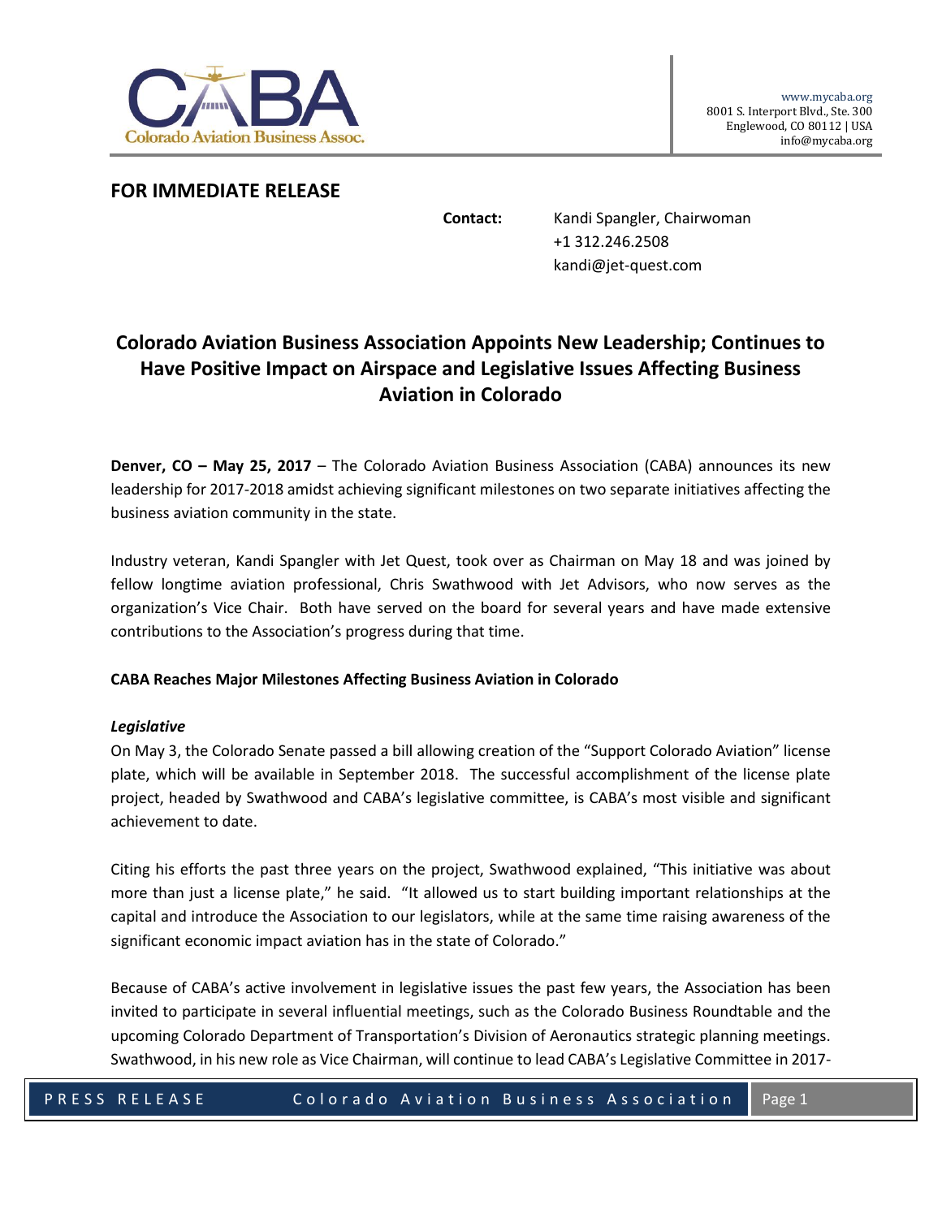Colorado Aviation Business Assoc.

www.mycaba.org
8001 S. Interport Blvd., Ste. 300
Englewood, CO 80112 | USA
info@mycaba.org

**FOR IMMEDIATE RELEASE**

**Contact:** Kandi Spangler, Chairwoman
+1 312.246.2508
kandi@jet-quest.com

# Colorado Aviation Business Association Appoints New Leadership; Continues to Have Positive Impact on Airspace and Legislative Issues Affecting Business Aviation in Colorado

**Denver, CO – May 25, 2017** – The Colorado Aviation Business Association (CABA) announces its new leadership for 2017-2018 amidst achieving significant milestones on two separate initiatives affecting the business aviation community in the state.

Industry veteran, Kandi Spangler with Jet Quest, took over as Chairman on May 18 and was joined by fellow longtime aviation professional, Chris Swathwood with Jet Advisors, who now serves as the organization's Vice Chair. Both have served on the board for several years and have made extensive contributions to the Association's progress during that time.

## CABA Reaches Major Milestones Affecting Business Aviation in Colorado

### *Legislative*

On May 3, the Colorado Senate passed a bill allowing creation of the "Support Colorado Aviation" license plate, which will be available in September 2018. The successful accomplishment of the license plate project, headed by Swathwood and CABA's legislative committee, is CABA's most visible and significant achievement to date.

Citing his efforts the past three years on the project, Swathwood explained, "This initiative was about more than just a license plate," he said. "It allowed us to start building important relationships at the capital and introduce the Association to our legislators, while at the same time raising awareness of the significant economic impact aviation has in the state of Colorado."

Because of CABA's active involvement in legislative issues the past few years, the Association has been invited to participate in several influential meetings, such as the Colorado Business Roundtable and the upcoming Colorado Department of Transportation's Division of Aeronautics strategic planning meetings. Swathwood, in his new role as Vice Chairman, will continue to lead CABA's Legislative Committee in 2017-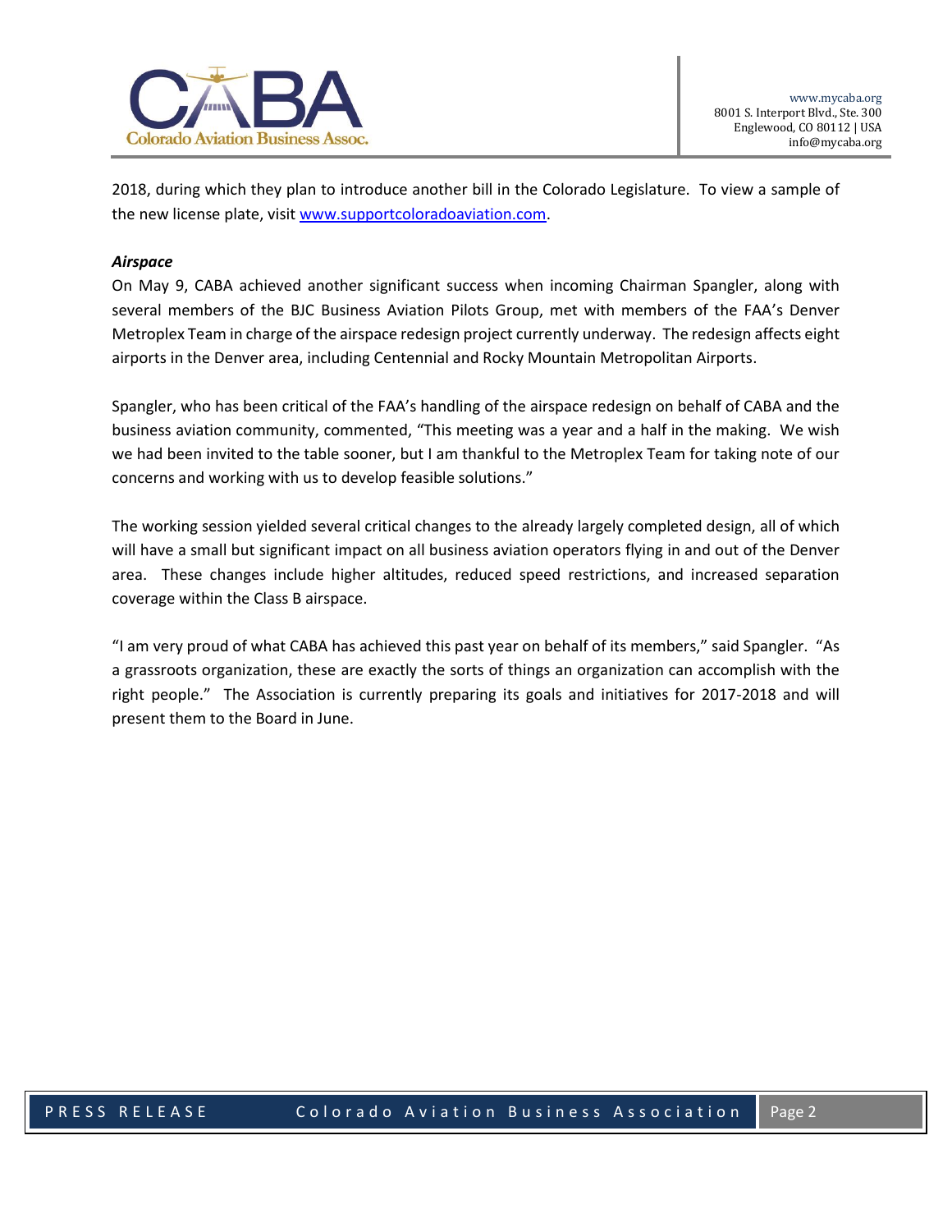2018, during which they plan to introduce another bill in the Colorado Legislature. To view a sample of the new license plate, visit [www.supportcoloradoaviation.com](http://www.supportcoloradoaviation.com).

***Airspace***

On May 9, CABA achieved another significant success when incoming Chairman Spangler, along with several members of the BJC Business Aviation Pilots Group, met with members of the FAA's Denver Metroplex Team in charge of the airspace redesign project currently underway. The redesign affects eight airports in the Denver area, including Centennial and Rocky Mountain Metropolitan Airports.

Spangler, who has been critical of the FAA's handling of the airspace redesign on behalf of CABA and the business aviation community, commented, "This meeting was a year and a half in the making. We wish we had been invited to the table sooner, but I am thankful to the Metroplex Team for taking note of our concerns and working with us to develop feasible solutions."

The working session yielded several critical changes to the already largely completed design, all of which will have a small but significant impact on all business aviation operators flying in and out of the Denver area. These changes include higher altitudes, reduced speed restrictions, and increased separation coverage within the Class B airspace.

"I am very proud of what CABA has achieved this past year on behalf of its members," said Spangler. "As a grassroots organization, these are exactly the sorts of things an organization can accomplish with the right people." The Association is currently preparing its goals and initiatives for 2017-2018 and will present them to the Board in June.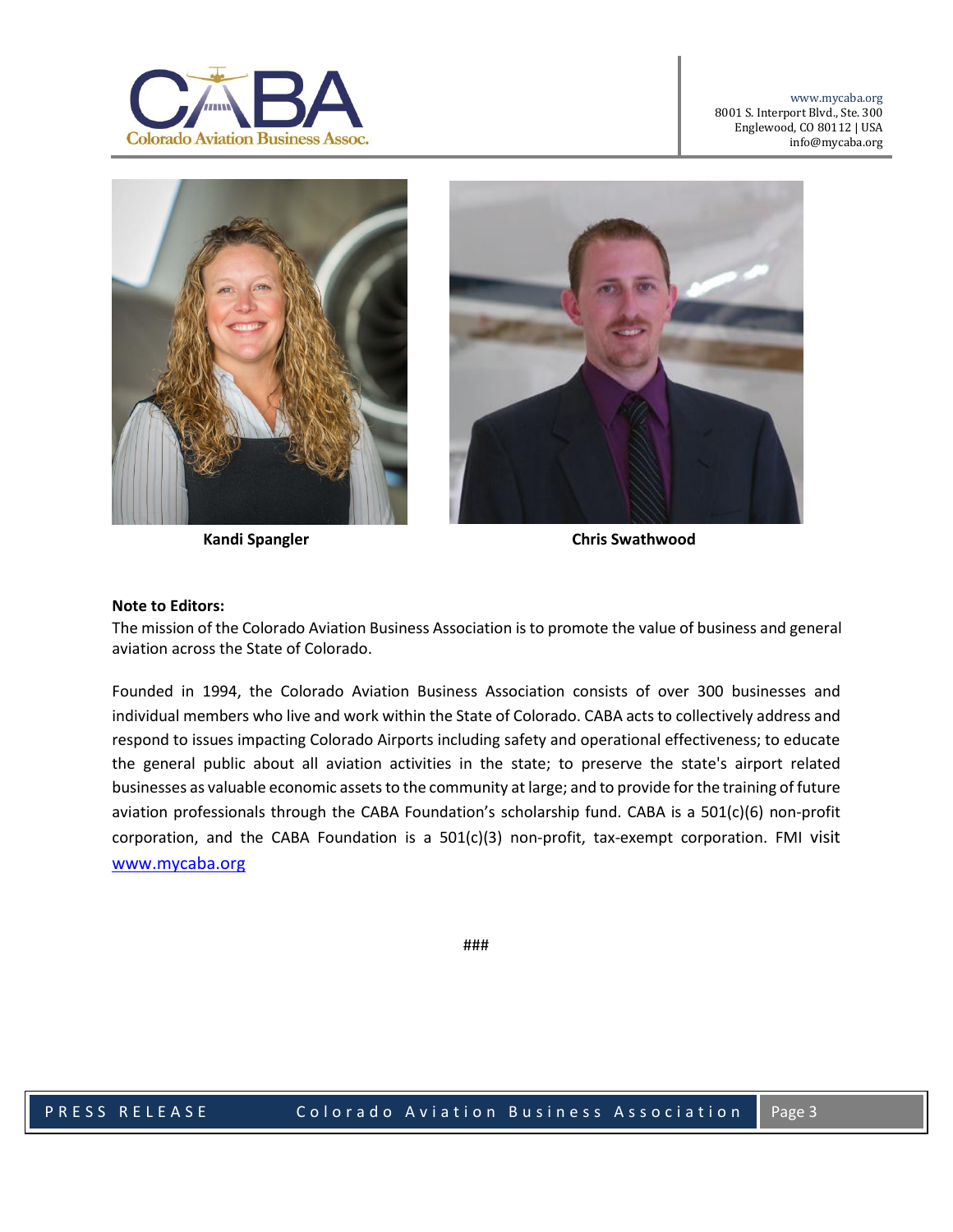Kandi Spangler

Chris Swathwood

**Note to Editors:**

The mission of the Colorado Aviation Business Association is to promote the value of business and general aviation across the State of Colorado.

Founded in 1994, the Colorado Aviation Business Association consists of over 300 businesses and individual members who live and work within the State of Colorado. CABA acts to collectively address and respond to issues impacting Colorado Airports including safety and operational effectiveness; to educate the general public about all aviation activities in the state; to preserve the state's airport related businesses as valuable economic assets to the community at large; and to provide for the training of future aviation professionals through the CABA Foundation's scholarship fund. CABA is a 501(c)(6) non-profit corporation, and the CABA Foundation is a 501(c)(3) non-profit, tax-exempt corporation. FMI visit www.mycaba.org

###